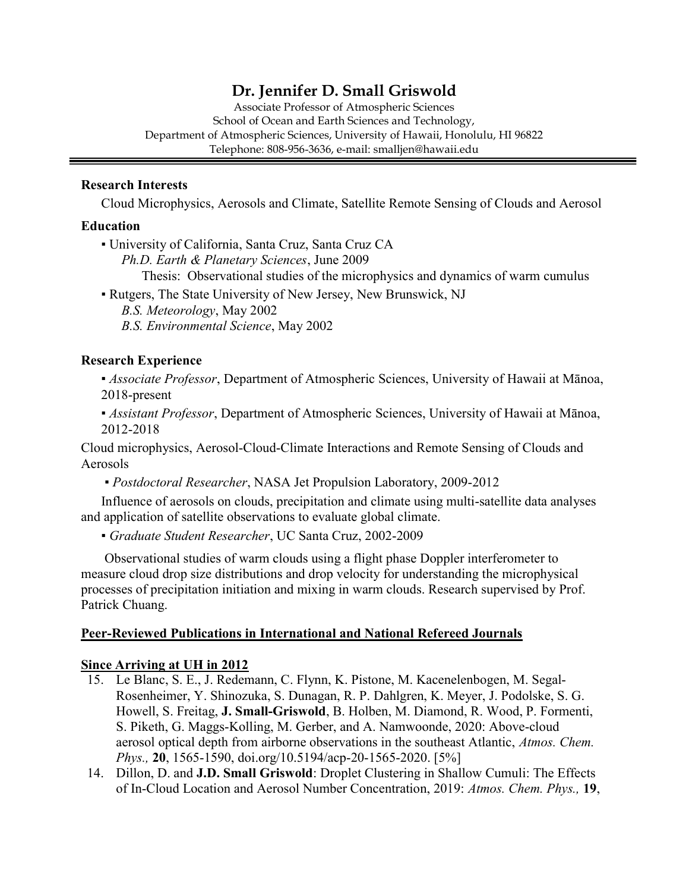# Dr. Jennifer D. Small Griswold

Associate Professor of Atmospheric Sciences
School of Ocean and Earth Sciences and Technology,
Department of Atmospheric Sciences, University of Hawaii, Honolulu, HI 96822
Telephone: 808-956-3636, e-mail: smalljen@hawaii.edu

### Research Interests

Cloud Microphysics, Aerosols and Climate, Satellite Remote Sensing of Clouds and Aerosol

### Education

- University of California, Santa Cruz, Santa Cruz CA
  *Ph.D. Earth & Planetary Sciences*, June 2009
  Thesis: Observational studies of the microphysics and dynamics of warm cumulus
- Rutgers, The State University of New Jersey, New Brunswick, NJ
  *B.S. Meteorology*, May 2002
  *B.S. Environmental Science*, May 2002

### Research Experience

- *Associate Professor*, Department of Atmospheric Sciences, University of Hawaii at Mānoa, 2018-present
- *Assistant Professor*, Department of Atmospheric Sciences, University of Hawaii at Mānoa, 2012-2018

Cloud microphysics, Aerosol-Cloud-Climate Interactions and Remote Sensing of Clouds and Aerosols

- *Postdoctoral Researcher*, NASA Jet Propulsion Laboratory, 2009-2012

Influence of aerosols on clouds, precipitation and climate using multi-satellite data analyses and application of satellite observations to evaluate global climate.

- *Graduate Student Researcher*, UC Santa Cruz, 2002-2009

Observational studies of warm clouds using a flight phase Doppler interferometer to measure cloud drop size distributions and drop velocity for understanding the microphysical processes of precipitation initiation and mixing in warm clouds. Research supervised by Prof. Patrick Chuang.

### Peer-Reviewed Publications in International and National Refereed Journals

#### Since Arriving at UH in 2012

15. Le Blanc, S. E., J. Redemann, C. Flynn, K. Pistone, M. Kacenelenbogen, M. Segal-Rosenheimer, Y. Shinozuka, S. Dunagan, R. P. Dahlgren, K. Meyer, J. Podolske, S. G. Howell, S. Freitag, **J. Small-Griswold**, B. Holben, M. Diamond, R. Wood, P. Formenti, S. Piketh, G. Maggs-Kolling, M. Gerber, and A. Namwoonde, 2020: Above-cloud aerosol optical depth from airborne observations in the southeast Atlantic, *Atmos. Chem. Phys.,* **20**, 1565-1590, doi.org/10.5194/acp-20-1565-2020. [5%]
14. Dillon, D. and **J.D. Small Griswold**: Droplet Clustering in Shallow Cumuli: The Effects of In-Cloud Location and Aerosol Number Concentration, 2019: *Atmos. Chem. Phys.,* **19**,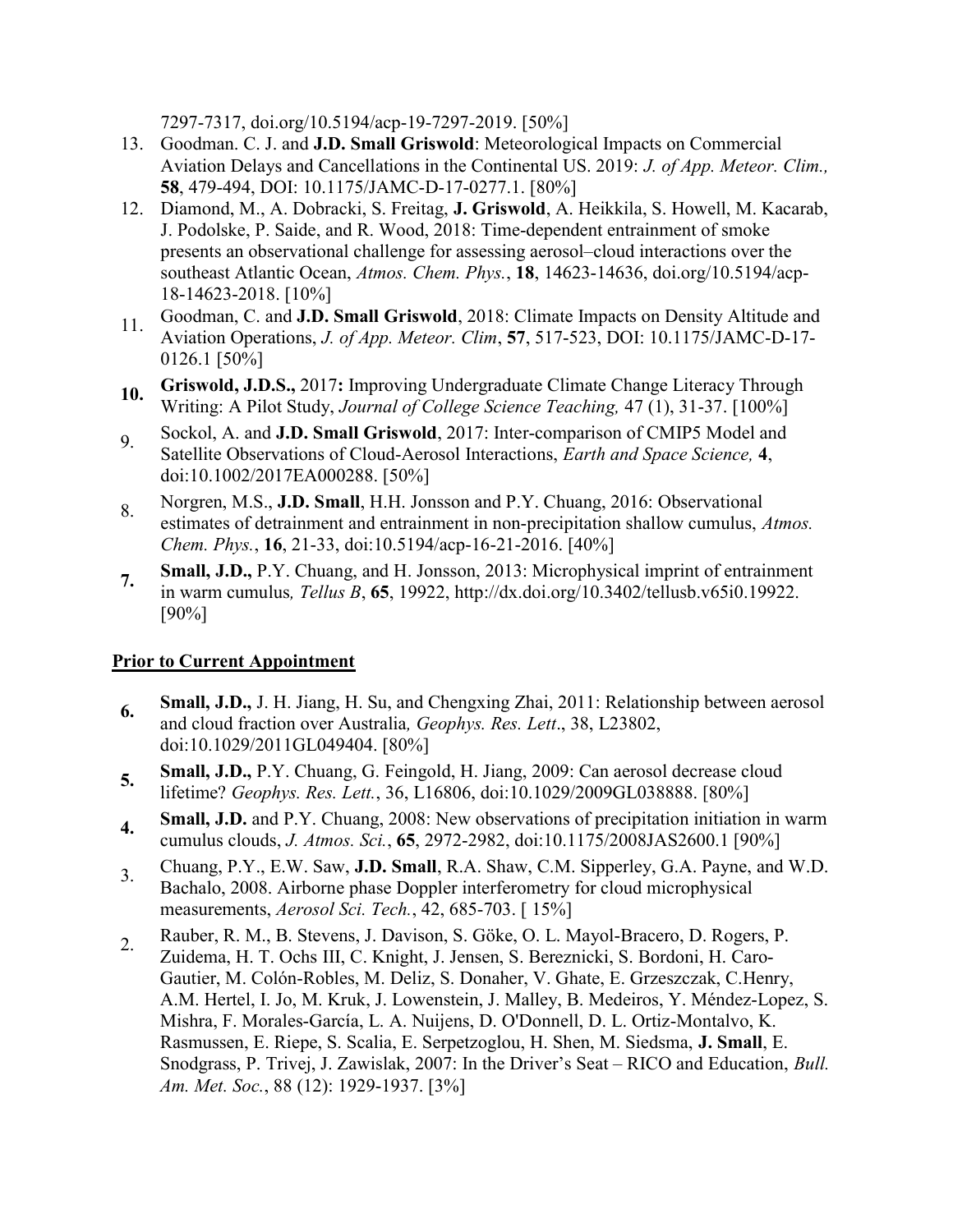7297-7317, doi.org/10.5194/acp-19-7297-2019. [50%]

13. Goodman. C. J. and **J.D. Small Griswold**: Meteorological Impacts on Commercial Aviation Delays and Cancellations in the Continental US. 2019: *J. of App. Meteor. Clim.,* **58**, 479-494, DOI: 10.1175/JAMC-D-17-0277.1. [80%]
12. Diamond, M., A. Dobracki, S. Freitag, **J. Griswold**, A. Heikkila, S. Howell, M. Kacarab, J. Podolske, P. Saide, and R. Wood, 2018: Time-dependent entrainment of smoke presents an observational challenge for assessing aerosol–cloud interactions over the southeast Atlantic Ocean, *Atmos. Chem. Phys.*, **18**, 14623-14636, doi.org/10.5194/acp-18-14623-2018. [10%]
11. Goodman, C. and **J.D. Small Griswold**, 2018: Climate Impacts on Density Altitude and Aviation Operations, *J. of App. Meteor. Clim*, **57**, 517-523, DOI: 10.1175/JAMC-D-17-0126.1 [50%]
10. **Griswold, J.D.S.,** 2017**:** Improving Undergraduate Climate Change Literacy Through Writing: A Pilot Study, *Journal of College Science Teaching,* 47 (1), 31-37. [100%]
9. Sockol, A. and **J.D. Small Griswold**, 2017: Inter-comparison of CMIP5 Model and Satellite Observations of Cloud-Aerosol Interactions, *Earth and Space Science,* **4**, doi:10.1002/2017EA000288. [50%]
8. Norgren, M.S., **J.D. Small**, H.H. Jonsson and P.Y. Chuang, 2016: Observational estimates of detrainment and entrainment in non-precipitation shallow cumulus, *Atmos. Chem. Phys.*, **16**, 21-33, doi:10.5194/acp-16-21-2016. [40%]
7. **Small, J.D.,** P.Y. Chuang, and H. Jonsson, 2013: Microphysical imprint of entrainment in warm cumulus*, Tellus B*, **65**, 19922, http://dx.doi.org/10.3402/tellusb.v65i0.19922. [90%]

## Prior to Current Appointment

6. **Small, J.D.,** J. H. Jiang, H. Su, and Chengxing Zhai, 2011: Relationship between aerosol and cloud fraction over Australia*, Geophys. Res. Lett*., 38, L23802, doi:10.1029/2011GL049404. [80%]
5. **Small, J.D.,** P.Y. Chuang, G. Feingold, H. Jiang, 2009: Can aerosol decrease cloud lifetime? *Geophys. Res. Lett.*, 36, L16806, doi:10.1029/2009GL038888. [80%]
4. **Small, J.D.** and P.Y. Chuang, 2008: New observations of precipitation initiation in warm cumulus clouds, *J. Atmos. Sci.*, **65**, 2972-2982, doi:10.1175/2008JAS2600.1 [90%]
3. Chuang, P.Y., E.W. Saw, **J.D. Small**, R.A. Shaw, C.M. Sipperley, G.A. Payne, and W.D. Bachalo, 2008. Airborne phase Doppler interferometry for cloud microphysical measurements, *Aerosol Sci. Tech.*, 42, 685-703. [ 15%]
2. Rauber, R. M., B. Stevens, J. Davison, S. Göke, O. L. Mayol-Bracero, D. Rogers, P. Zuidema, H. T. Ochs III, C. Knight, J. Jensen, S. Bereznicki, S. Bordoni, H. Caro-Gautier, M. Colón-Robles, M. Deliz, S. Donaher, V. Ghate, E. Grzeszczak, C.Henry, A.M. Hertel, I. Jo, M. Kruk, J. Lowenstein, J. Malley, B. Medeiros, Y. Méndez-Lopez, S. Mishra, F. Morales-García, L. A. Nuijens, D. O'Donnell, D. L. Ortiz-Montalvo, K. Rasmussen, E. Riepe, S. Scalia, E. Serpetzoglou, H. Shen, M. Siedsma, **J. Small**, E. Snodgrass, P. Trivej, J. Zawislak, 2007: In the Driver's Seat – RICO and Education, *Bull. Am. Met. Soc.*, 88 (12): 1929-1937. [3%]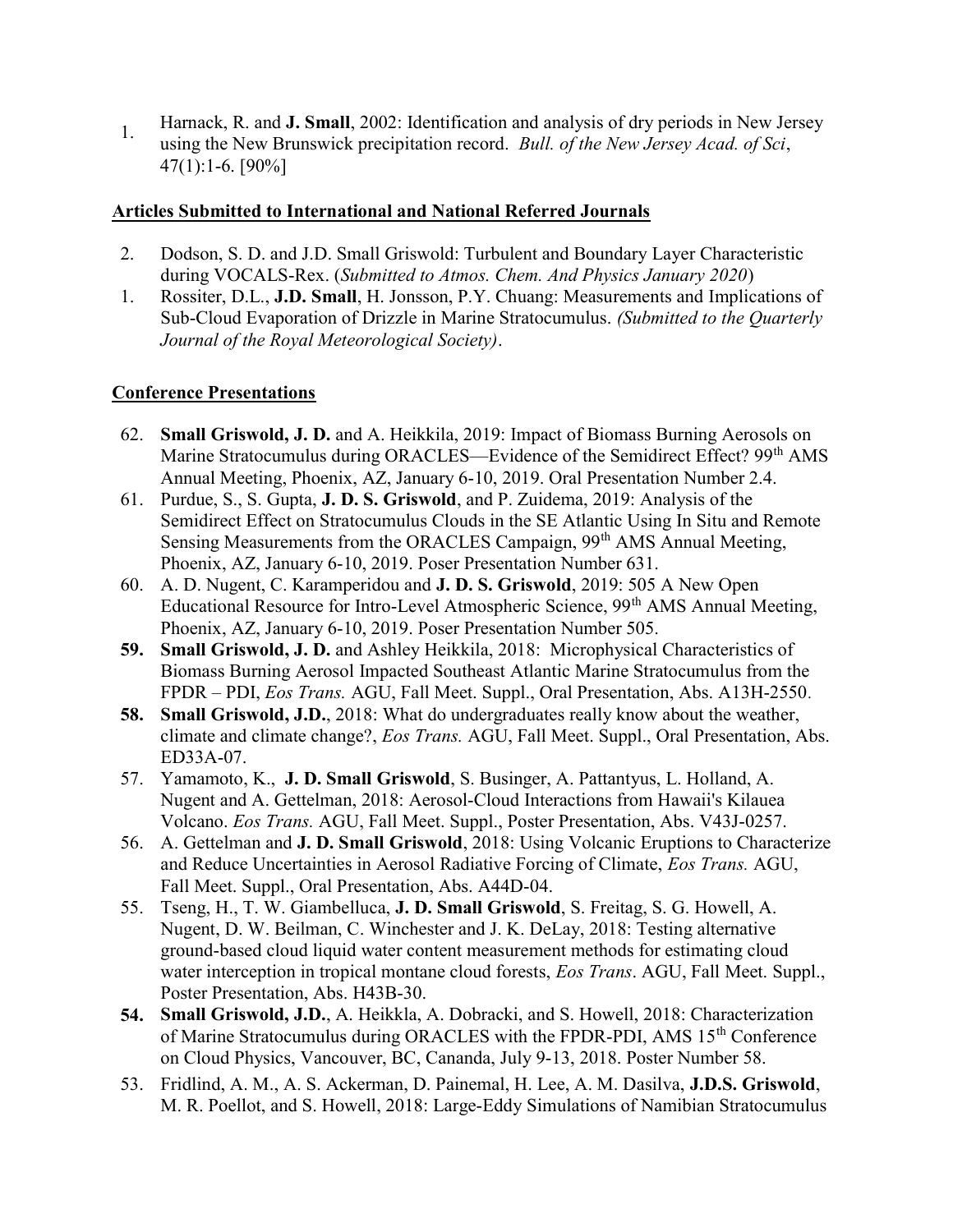1. Harnack, R. and **J. Small**, 2002: Identification and analysis of dry periods in New Jersey using the New Brunswick precipitation record. *Bull. of the New Jersey Acad. of Sci*, 47(1):1-6. [90%]

## Articles Submitted to International and National Referred Journals

2. Dodson, S. D. and J.D. Small Griswold: Turbulent and Boundary Layer Characteristic during VOCALS-Rex. (*Submitted to Atmos. Chem. And Physics January 2020*)
1. Rossiter, D.L., **J.D. Small**, H. Jonsson, P.Y. Chuang: Measurements and Implications of Sub-Cloud Evaporation of Drizzle in Marine Stratocumulus. *(Submitted to the Quarterly Journal of the Royal Meteorological Society)*.

## Conference Presentations

62. **Small Griswold, J. D.** and A. Heikkila, 2019: Impact of Biomass Burning Aerosols on Marine Stratocumulus during ORACLES—Evidence of the Semidirect Effect? 99th AMS Annual Meeting, Phoenix, AZ, January 6-10, 2019. Oral Presentation Number 2.4.
61. Purdue, S., S. Gupta, **J. D. S. Griswold**, and P. Zuidema, 2019: Analysis of the Semidirect Effect on Stratocumulus Clouds in the SE Atlantic Using In Situ and Remote Sensing Measurements from the ORACLES Campaign, 99th AMS Annual Meeting, Phoenix, AZ, January 6-10, 2019. Poser Presentation Number 631.
60. A. D. Nugent, C. Karamperidou and **J. D. S. Griswold**, 2019: 505 A New Open Educational Resource for Intro-Level Atmospheric Science, 99th AMS Annual Meeting, Phoenix, AZ, January 6-10, 2019. Poser Presentation Number 505.
59. **Small Griswold, J. D.** and Ashley Heikkila, 2018: Microphysical Characteristics of Biomass Burning Aerosol Impacted Southeast Atlantic Marine Stratocumulus from the FPDR – PDI, *Eos Trans.* AGU, Fall Meet. Suppl., Oral Presentation, Abs. A13H-2550.
58. **Small Griswold, J.D.**, 2018: What do undergraduates really know about the weather, climate and climate change?, *Eos Trans.* AGU, Fall Meet. Suppl., Oral Presentation, Abs. ED33A-07.
57. Yamamoto, K., **J. D. Small Griswold**, S. Businger, A. Pattantyus, L. Holland, A. Nugent and A. Gettelman, 2018: Aerosol-Cloud Interactions from Hawaii's Kilauea Volcano. *Eos Trans.* AGU, Fall Meet. Suppl., Poster Presentation, Abs. V43J-0257.
56. A. Gettelman and **J. D. Small Griswold**, 2018: Using Volcanic Eruptions to Characterize and Reduce Uncertainties in Aerosol Radiative Forcing of Climate, *Eos Trans.* AGU, Fall Meet. Suppl., Oral Presentation, Abs. A44D-04.
55. Tseng, H., T. W. Giambelluca, **J. D. Small Griswold**, S. Freitag, S. G. Howell, A. Nugent, D. W. Beilman, C. Winchester and J. K. DeLay, 2018: Testing alternative ground-based cloud liquid water content measurement methods for estimating cloud water interception in tropical montane cloud forests, *Eos Trans*. AGU, Fall Meet. Suppl., Poster Presentation, Abs. H43B-30.
54. **Small Griswold, J.D.**, A. Heikkla, A. Dobracki, and S. Howell, 2018: Characterization of Marine Stratocumulus during ORACLES with the FPDR-PDI, AMS 15th Conference on Cloud Physics, Vancouver, BC, Cananda, July 9-13, 2018. Poster Number 58.
53. Fridlind, A. M., A. S. Ackerman, D. Painemal, H. Lee, A. M. Dasilva, **J.D.S. Griswold**, M. R. Poellot, and S. Howell, 2018: Large-Eddy Simulations of Namibian Stratocumulus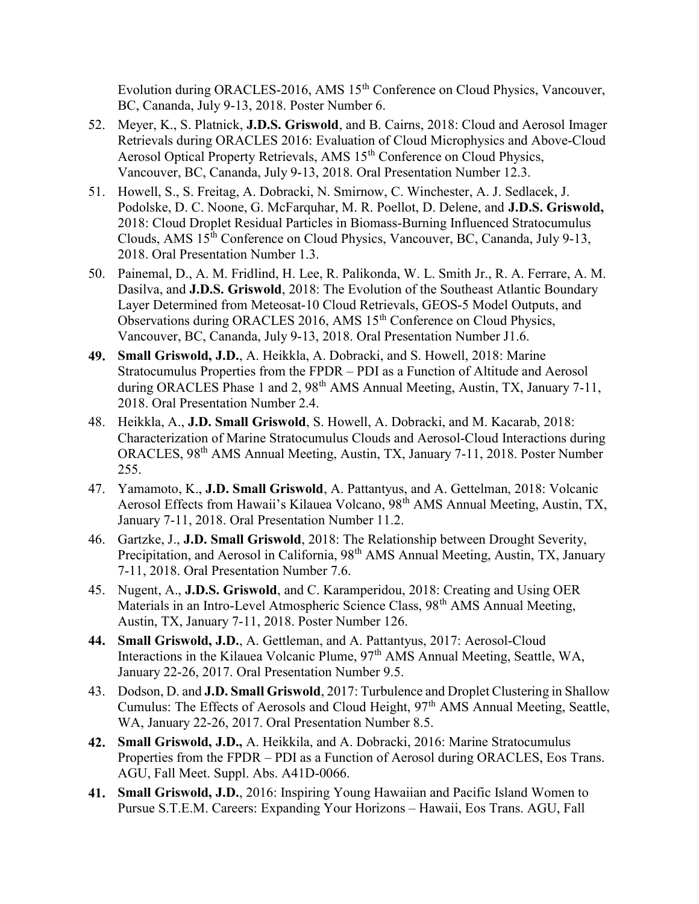Evolution during ORACLES-2016, AMS 15th Conference on Cloud Physics, Vancouver, BC, Cananda, July 9-13, 2018. Poster Number 6.

52. Meyer, K., S. Platnick, **J.D.S. Griswold**, and B. Cairns, 2018: Cloud and Aerosol Imager Retrievals during ORACLES 2016: Evaluation of Cloud Microphysics and Above-Cloud Aerosol Optical Property Retrievals, AMS 15th Conference on Cloud Physics, Vancouver, BC, Cananda, July 9-13, 2018. Oral Presentation Number 12.3.

51. Howell, S., S. Freitag, A. Dobracki, N. Smirnow, C. Winchester, A. J. Sedlacek, J. Podolske, D. C. Noone, G. McFarquhar, M. R. Poellot, D. Delene, and **J.D.S. Griswold,** 2018: Cloud Droplet Residual Particles in Biomass-Burning Influenced Stratocumulus Clouds, AMS 15th Conference on Cloud Physics, Vancouver, BC, Cananda, July 9-13, 2018. Oral Presentation Number 1.3.

50. Painemal, D., A. M. Fridlind, H. Lee, R. Palikonda, W. L. Smith Jr., R. A. Ferrare, A. M. Dasilva, and **J.D.S. Griswold**, 2018: The Evolution of the Southeast Atlantic Boundary Layer Determined from Meteosat-10 Cloud Retrievals, GEOS-5 Model Outputs, and Observations during ORACLES 2016, AMS 15th Conference on Cloud Physics, Vancouver, BC, Cananda, July 9-13, 2018. Oral Presentation Number J1.6.

**49.** **Small Griswold, J.D.**, A. Heikkla, A. Dobracki, and S. Howell, 2018: Marine Stratocumulus Properties from the FPDR – PDI as a Function of Altitude and Aerosol during ORACLES Phase 1 and 2, 98th AMS Annual Meeting, Austin, TX, January 7-11, 2018. Oral Presentation Number 2.4.

48. Heikkla, A., **J.D. Small Griswold**, S. Howell, A. Dobracki, and M. Kacarab, 2018: Characterization of Marine Stratocumulus Clouds and Aerosol-Cloud Interactions during ORACLES, 98th AMS Annual Meeting, Austin, TX, January 7-11, 2018. Poster Number 255.

47. Yamamoto, K., **J.D. Small Griswold**, A. Pattantyus, and A. Gettelman, 2018: Volcanic Aerosol Effects from Hawaii's Kilauea Volcano, 98th AMS Annual Meeting, Austin, TX, January 7-11, 2018. Oral Presentation Number 11.2.

46. Gartzke, J., **J.D. Small Griswold**, 2018: The Relationship between Drought Severity, Precipitation, and Aerosol in California, 98th AMS Annual Meeting, Austin, TX, January 7-11, 2018. Oral Presentation Number 7.6.

45. Nugent, A., **J.D.S. Griswold**, and C. Karamperidou, 2018: Creating and Using OER Materials in an Intro-Level Atmospheric Science Class, 98th AMS Annual Meeting, Austin, TX, January 7-11, 2018. Poster Number 126.

**44.** **Small Griswold, J.D.**, A. Gettleman, and A. Pattantyus, 2017: Aerosol-Cloud Interactions in the Kilauea Volcanic Plume, 97th AMS Annual Meeting, Seattle, WA, January 22-26, 2017. Oral Presentation Number 9.5.

43. Dodson, D. and **J.D. Small Griswold**, 2017: Turbulence and Droplet Clustering in Shallow Cumulus: The Effects of Aerosols and Cloud Height, 97th AMS Annual Meeting, Seattle, WA, January 22-26, 2017. Oral Presentation Number 8.5.

**42.** **Small Griswold, J.D.,** A. Heikkila, and A. Dobracki, 2016: Marine Stratocumulus Properties from the FPDR – PDI as a Function of Aerosol during ORACLES, Eos Trans. AGU, Fall Meet. Suppl. Abs. A41D-0066.

**41.** **Small Griswold, J.D.**, 2016: Inspiring Young Hawaiian and Pacific Island Women to Pursue S.T.E.M. Careers: Expanding Your Horizons – Hawaii, Eos Trans. AGU, Fall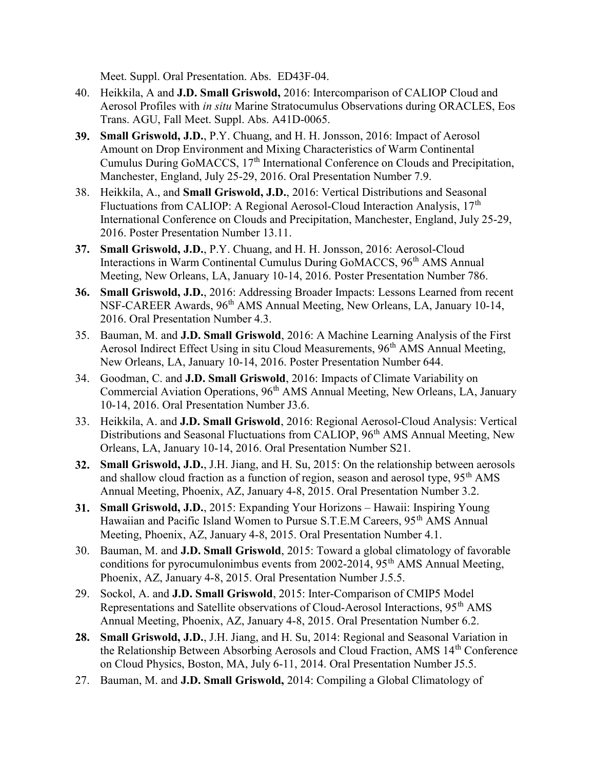Meet. Suppl. Oral Presentation. Abs. ED43F-04.

40. Heikkila, A and **J.D. Small Griswold,** 2016: Intercomparison of CALIOP Cloud and Aerosol Profiles with *in situ* Marine Stratocumulus Observations during ORACLES, Eos Trans. AGU, Fall Meet. Suppl. Abs. A41D-0065.

**39.** **Small Griswold, J.D.**, P.Y. Chuang, and H. H. Jonsson, 2016: Impact of Aerosol Amount on Drop Environment and Mixing Characteristics of Warm Continental Cumulus During GoMACCS, 17th International Conference on Clouds and Precipitation, Manchester, England, July 25-29, 2016. Oral Presentation Number 7.9.

38. Heikkila, A., and **Small Griswold, J.D.**, 2016: Vertical Distributions and Seasonal Fluctuations from CALIOP: A Regional Aerosol-Cloud Interaction Analysis, 17th International Conference on Clouds and Precipitation, Manchester, England, July 25-29, 2016. Poster Presentation Number 13.11.

**37.** **Small Griswold, J.D.**, P.Y. Chuang, and H. H. Jonsson, 2016: Aerosol-Cloud Interactions in Warm Continental Cumulus During GoMACCS, 96th AMS Annual Meeting, New Orleans, LA, January 10-14, 2016. Poster Presentation Number 786.

**36.** **Small Griswold, J.D.**, 2016: Addressing Broader Impacts: Lessons Learned from recent NSF-CAREER Awards, 96th AMS Annual Meeting, New Orleans, LA, January 10-14, 2016. Oral Presentation Number 4.3.

35. Bauman, M. and **J.D. Small Griswold**, 2016: A Machine Learning Analysis of the First Aerosol Indirect Effect Using in situ Cloud Measurements, 96th AMS Annual Meeting, New Orleans, LA, January 10-14, 2016. Poster Presentation Number 644.

34. Goodman, C. and **J.D. Small Griswold**, 2016: Impacts of Climate Variability on Commercial Aviation Operations, 96th AMS Annual Meeting, New Orleans, LA, January 10-14, 2016. Oral Presentation Number J3.6.

33. Heikkila, A. and **J.D. Small Griswold**, 2016: Regional Aerosol-Cloud Analysis: Vertical Distributions and Seasonal Fluctuations from CALIOP, 96th AMS Annual Meeting, New Orleans, LA, January 10-14, 2016. Oral Presentation Number S21.

**32.** **Small Griswold, J.D.**, J.H. Jiang, and H. Su, 2015: On the relationship between aerosols and shallow cloud fraction as a function of region, season and aerosol type, 95th AMS Annual Meeting, Phoenix, AZ, January 4-8, 2015. Oral Presentation Number 3.2.

**31.** **Small Griswold, J.D.**, 2015: Expanding Your Horizons – Hawaii: Inspiring Young Hawaiian and Pacific Island Women to Pursue S.T.E.M Careers, 95th AMS Annual Meeting, Phoenix, AZ, January 4-8, 2015. Oral Presentation Number 4.1.

30. Bauman, M. and **J.D. Small Griswold**, 2015: Toward a global climatology of favorable conditions for pyrocumulonimbus events from 2002-2014, 95th AMS Annual Meeting, Phoenix, AZ, January 4-8, 2015. Oral Presentation Number J.5.5.

29. Sockol, A. and **J.D. Small Griswold**, 2015: Inter-Comparison of CMIP5 Model Representations and Satellite observations of Cloud-Aerosol Interactions, 95th AMS Annual Meeting, Phoenix, AZ, January 4-8, 2015. Oral Presentation Number 6.2.

**28.** **Small Griswold, J.D.**, J.H. Jiang, and H. Su, 2014: Regional and Seasonal Variation in the Relationship Between Absorbing Aerosols and Cloud Fraction, AMS 14th Conference on Cloud Physics, Boston, MA, July 6-11, 2014. Oral Presentation Number J5.5.

27. Bauman, M. and **J.D. Small Griswold,** 2014: Compiling a Global Climatology of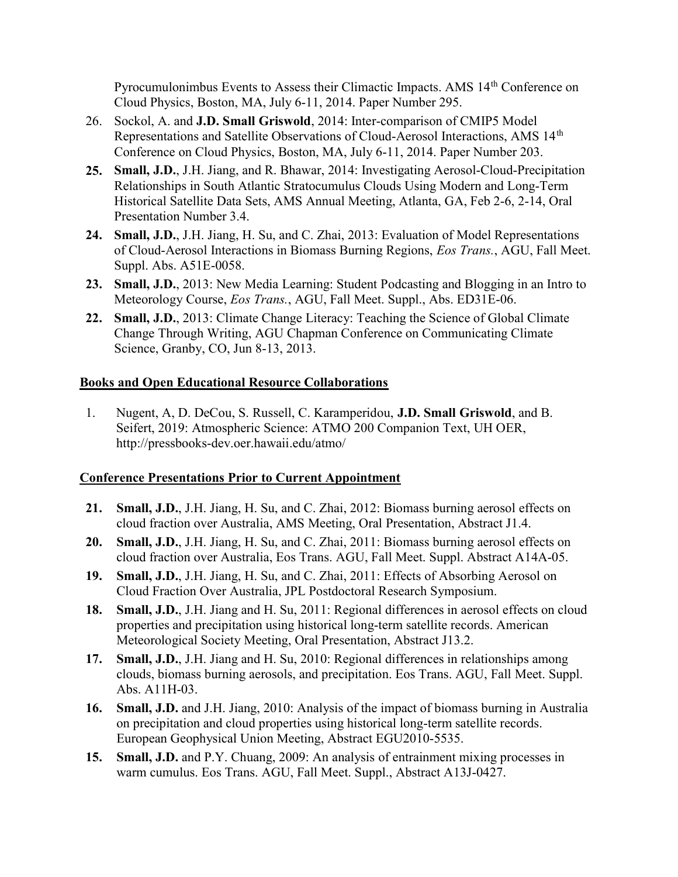Pyrocumulonimbus Events to Assess their Climactic Impacts. AMS 14th Conference on Cloud Physics, Boston, MA, July 6-11, 2014. Paper Number 295.

26. Sockol, A. and **J.D. Small Griswold**, 2014: Inter-comparison of CMIP5 Model Representations and Satellite Observations of Cloud-Aerosol Interactions, AMS 14th Conference on Cloud Physics, Boston, MA, July 6-11, 2014. Paper Number 203.

**25.** **Small, J.D.**, J.H. Jiang, and R. Bhawar, 2014: Investigating Aerosol-Cloud-Precipitation Relationships in South Atlantic Stratocumulus Clouds Using Modern and Long-Term Historical Satellite Data Sets, AMS Annual Meeting, Atlanta, GA, Feb 2-6, 2-14, Oral Presentation Number 3.4.

**24.** **Small, J.D.**, J.H. Jiang, H. Su, and C. Zhai, 2013: Evaluation of Model Representations of Cloud-Aerosol Interactions in Biomass Burning Regions, *Eos Trans.*, AGU, Fall Meet. Suppl. Abs. A51E-0058.

**23.** **Small, J.D.**, 2013: New Media Learning: Student Podcasting and Blogging in an Intro to Meteorology Course, *Eos Trans.*, AGU, Fall Meet. Suppl., Abs. ED31E-06.

**22.** **Small, J.D.**, 2013: Climate Change Literacy: Teaching the Science of Global Climate Change Through Writing, AGU Chapman Conference on Communicating Climate Science, Granby, CO, Jun 8-13, 2013.

## Books and Open Educational Resource Collaborations

1. Nugent, A, D. DeCou, S. Russell, C. Karamperidou, **J.D. Small Griswold**, and B. Seifert, 2019: Atmospheric Science: ATMO 200 Companion Text, UH OER, http://pressbooks-dev.oer.hawaii.edu/atmo/

## Conference Presentations Prior to Current Appointment

**21.** **Small, J.D.**, J.H. Jiang, H. Su, and C. Zhai, 2012: Biomass burning aerosol effects on cloud fraction over Australia, AMS Meeting, Oral Presentation, Abstract J1.4.

**20.** **Small, J.D.**, J.H. Jiang, H. Su, and C. Zhai, 2011: Biomass burning aerosol effects on cloud fraction over Australia, Eos Trans. AGU, Fall Meet. Suppl. Abstract A14A-05.

**19.** **Small, J.D.**, J.H. Jiang, H. Su, and C. Zhai, 2011: Effects of Absorbing Aerosol on Cloud Fraction Over Australia, JPL Postdoctoral Research Symposium.

**18.** **Small, J.D.**, J.H. Jiang and H. Su, 2011: Regional differences in aerosol effects on cloud properties and precipitation using historical long-term satellite records. American Meteorological Society Meeting, Oral Presentation, Abstract J13.2.

**17.** **Small, J.D.**, J.H. Jiang and H. Su, 2010: Regional differences in relationships among clouds, biomass burning aerosols, and precipitation. Eos Trans. AGU, Fall Meet. Suppl. Abs. A11H-03.

**16.** **Small, J.D.** and J.H. Jiang, 2010: Analysis of the impact of biomass burning in Australia on precipitation and cloud properties using historical long-term satellite records. European Geophysical Union Meeting, Abstract EGU2010-5535.

**15.** **Small, J.D.** and P.Y. Chuang, 2009: An analysis of entrainment mixing processes in warm cumulus. Eos Trans. AGU, Fall Meet. Suppl., Abstract A13J-0427.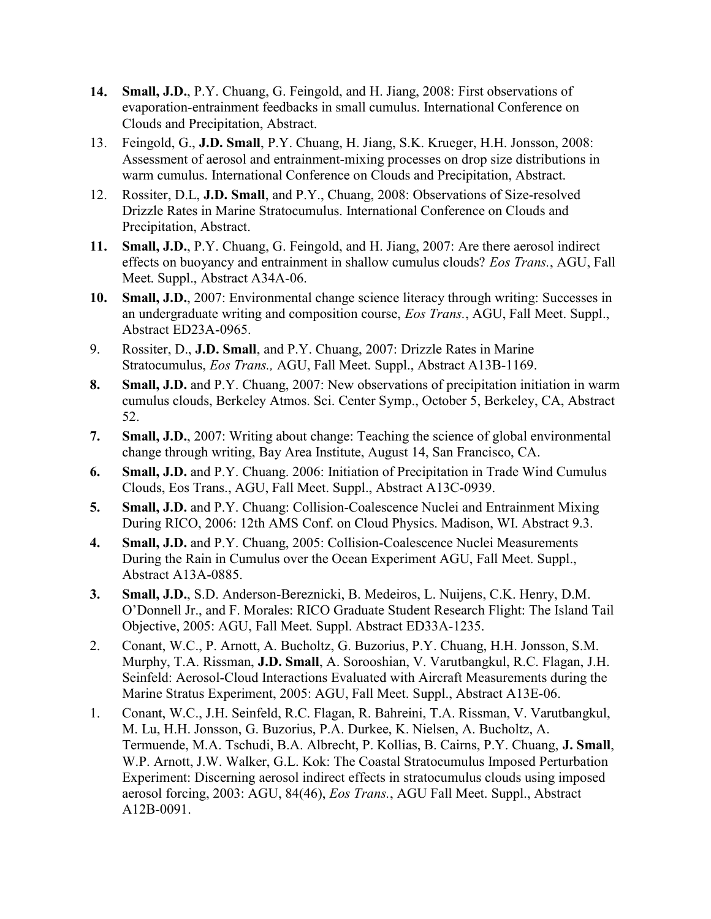**14.** **Small, J.D.**, P.Y. Chuang, G. Feingold, and H. Jiang, 2008: First observations of evaporation-entrainment feedbacks in small cumulus. International Conference on Clouds and Precipitation, Abstract.

13. Feingold, G., **J.D. Small**, P.Y. Chuang, H. Jiang, S.K. Krueger, H.H. Jonsson, 2008: Assessment of aerosol and entrainment-mixing processes on drop size distributions in warm cumulus. International Conference on Clouds and Precipitation, Abstract.

12. Rossiter, D.L, **J.D. Small**, and P.Y., Chuang, 2008: Observations of Size-resolved Drizzle Rates in Marine Stratocumulus. International Conference on Clouds and Precipitation, Abstract.

**11.** **Small, J.D.**, P.Y. Chuang, G. Feingold, and H. Jiang, 2007: Are there aerosol indirect effects on buoyancy and entrainment in shallow cumulus clouds? *Eos Trans.*, AGU, Fall Meet. Suppl., Abstract A34A-06.

**10.** **Small, J.D.**, 2007: Environmental change science literacy through writing: Successes in an undergraduate writing and composition course, *Eos Trans.*, AGU, Fall Meet. Suppl., Abstract ED23A-0965.

9. Rossiter, D., **J.D. Small**, and P.Y. Chuang, 2007: Drizzle Rates in Marine Stratocumulus, *Eos Trans.,* AGU, Fall Meet. Suppl., Abstract A13B-1169.

**8.** **Small, J.D.** and P.Y. Chuang, 2007: New observations of precipitation initiation in warm cumulus clouds, Berkeley Atmos. Sci. Center Symp., October 5, Berkeley, CA, Abstract 52.

**7.** **Small, J.D.**, 2007: Writing about change: Teaching the science of global environmental change through writing, Bay Area Institute, August 14, San Francisco, CA.

**6.** **Small, J.D.** and P.Y. Chuang. 2006: Initiation of Precipitation in Trade Wind Cumulus Clouds, Eos Trans., AGU, Fall Meet. Suppl., Abstract A13C-0939.

**5.** **Small, J.D.** and P.Y. Chuang: Collision-Coalescence Nuclei and Entrainment Mixing During RICO, 2006: 12th AMS Conf. on Cloud Physics. Madison, WI. Abstract 9.3.

**4.** **Small, J.D.** and P.Y. Chuang, 2005: Collision-Coalescence Nuclei Measurements During the Rain in Cumulus over the Ocean Experiment AGU, Fall Meet. Suppl., Abstract A13A-0885.

**3.** **Small, J.D.**, S.D. Anderson-Bereznicki, B. Medeiros, L. Nuijens, C.K. Henry, D.M. O'Donnell Jr., and F. Morales: RICO Graduate Student Research Flight: The Island Tail Objective, 2005: AGU, Fall Meet. Suppl. Abstract ED33A-1235.

2. Conant, W.C., P. Arnott, A. Bucholtz, G. Buzorius, P.Y. Chuang, H.H. Jonsson, S.M. Murphy, T.A. Rissman, **J.D. Small**, A. Sorooshian, V. Varutbangkul, R.C. Flagan, J.H. Seinfeld: Aerosol-Cloud Interactions Evaluated with Aircraft Measurements during the Marine Stratus Experiment, 2005: AGU, Fall Meet. Suppl., Abstract A13E-06.

1. Conant, W.C., J.H. Seinfeld, R.C. Flagan, R. Bahreini, T.A. Rissman, V. Varutbangkul, M. Lu, H.H. Jonsson, G. Buzorius, P.A. Durkee, K. Nielsen, A. Bucholtz, A. Termuende, M.A. Tschudi, B.A. Albrecht, P. Kollias, B. Cairns, P.Y. Chuang, **J. Small**, W.P. Arnott, J.W. Walker, G.L. Kok: The Coastal Stratocumulus Imposed Perturbation Experiment: Discerning aerosol indirect effects in stratocumulus clouds using imposed aerosol forcing, 2003: AGU, 84(46), *Eos Trans.*, AGU Fall Meet. Suppl., Abstract A12B-0091.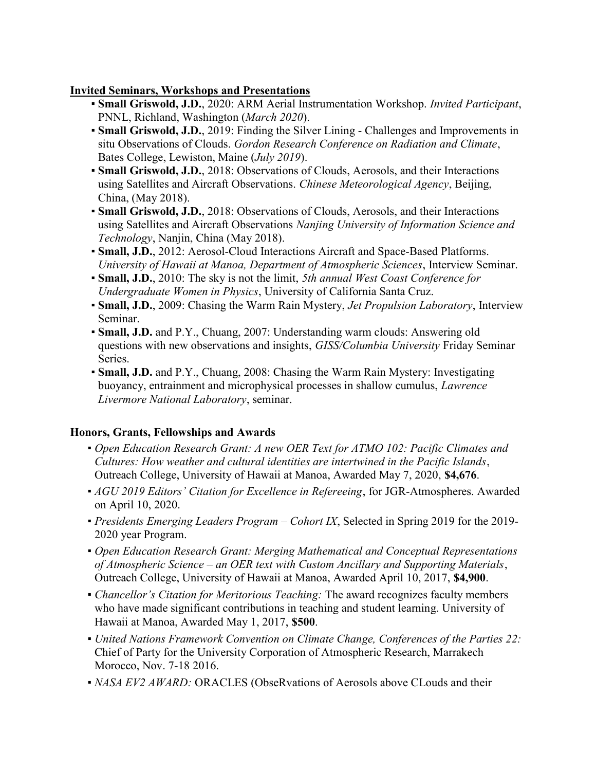## Invited Seminars, Workshops and Presentations

- **Small Griswold, J.D.**, 2020: ARM Aerial Instrumentation Workshop. *Invited Participant*, PNNL, Richland, Washington (*March 2020*).
- **Small Griswold, J.D.**, 2019: Finding the Silver Lining - Challenges and Improvements in situ Observations of Clouds. *Gordon Research Conference on Radiation and Climate*, Bates College, Lewiston, Maine (*July 2019*).
- **Small Griswold, J.D.**, 2018: Observations of Clouds, Aerosols, and their Interactions using Satellites and Aircraft Observations. *Chinese Meteorological Agency*, Beijing, China, (May 2018).
- **Small Griswold, J.D.**, 2018: Observations of Clouds, Aerosols, and their Interactions using Satellites and Aircraft Observations *Nanjing University of Information Science and Technology*, Nanjin, China (May 2018).
- **Small, J.D.**, 2012: Aerosol-Cloud Interactions Aircraft and Space-Based Platforms. *University of Hawaii at Manoa, Department of Atmospheric Sciences*, Interview Seminar.
- **Small, J.D.**, 2010: The sky is not the limit, *5th annual West Coast Conference for Undergraduate Women in Physics*, University of California Santa Cruz.
- **Small, J.D.**, 2009: Chasing the Warm Rain Mystery, *Jet Propulsion Laboratory*, Interview Seminar.
- **Small, J.D.** and P.Y., Chuang, 2007: Understanding warm clouds: Answering old questions with new observations and insights, *GISS/Columbia University* Friday Seminar Series.
- **Small, J.D.** and P.Y., Chuang, 2008: Chasing the Warm Rain Mystery: Investigating buoyancy, entrainment and microphysical processes in shallow cumulus, *Lawrence Livermore National Laboratory*, seminar.

## Honors, Grants, Fellowships and Awards

- *Open Education Research Grant: A new OER Text for ATMO 102: Pacific Climates and Cultures: How weather and cultural identities are intertwined in the Pacific Islands*, Outreach College, University of Hawaii at Manoa, Awarded May 7, 2020, **$4,676**.
- *AGU 2019 Editors' Citation for Excellence in Refereeing*, for JGR-Atmospheres. Awarded on April 10, 2020.
- *Presidents Emerging Leaders Program – Cohort IX*, Selected in Spring 2019 for the 2019-2020 year Program.
- *Open Education Research Grant: Merging Mathematical and Conceptual Representations of Atmospheric Science – an OER text with Custom Ancillary and Supporting Materials*, Outreach College, University of Hawaii at Manoa, Awarded April 10, 2017, **$4,900**.
- *Chancellor's Citation for Meritorious Teaching:* The award recognizes faculty members who have made significant contributions in teaching and student learning. University of Hawaii at Manoa, Awarded May 1, 2017, **$500**.
- *United Nations Framework Convention on Climate Change, Conferences of the Parties 22:* Chief of Party for the University Corporation of Atmospheric Research, Marrakech Morocco, Nov. 7-18 2016.
- *NASA EV2 AWARD:* ORACLES (ObseRvations of Aerosols above CLouds and their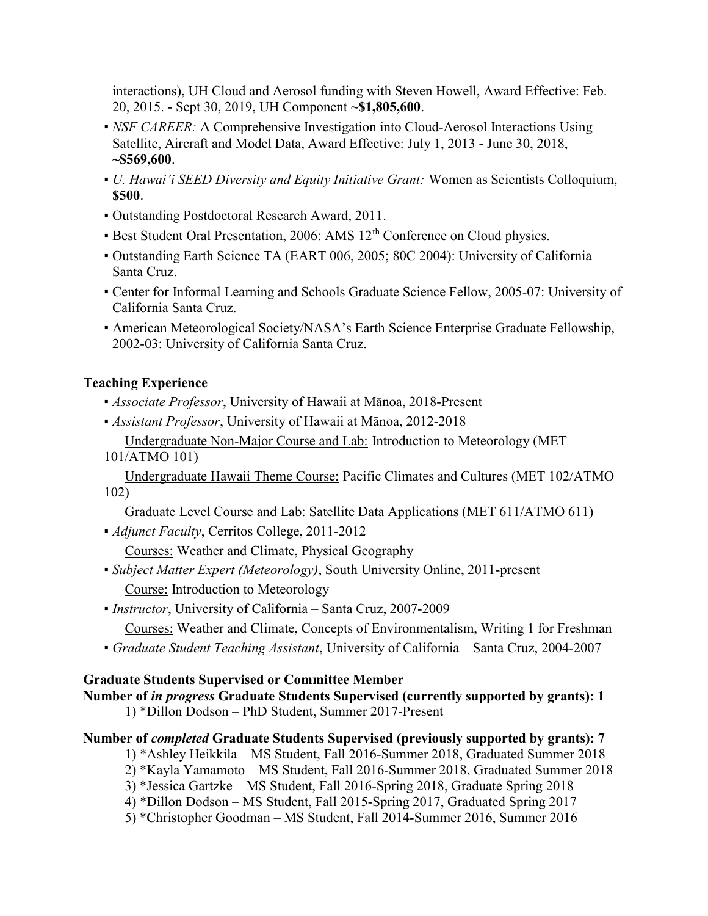interactions), UH Cloud and Aerosol funding with Steven Howell, Award Effective: Feb. 20, 2015. - Sept 30, 2019, UH Component **~$1,805,600**.

- *NSF CAREER:* A Comprehensive Investigation into Cloud-Aerosol Interactions Using Satellite, Aircraft and Model Data, Award Effective: July 1, 2013 - June 30, 2018, **~$569,600**.
- *U. Hawai'i SEED Diversity and Equity Initiative Grant:* Women as Scientists Colloquium, **$500**.
- Outstanding Postdoctoral Research Award, 2011.
- Best Student Oral Presentation, 2006: AMS 12th Conference on Cloud physics.
- Outstanding Earth Science TA (EART 006, 2005; 80C 2004): University of California Santa Cruz.
- Center for Informal Learning and Schools Graduate Science Fellow, 2005-07: University of California Santa Cruz.
- American Meteorological Society/NASA's Earth Science Enterprise Graduate Fellowship, 2002-03: University of California Santa Cruz.

**Teaching Experience**

- *Associate Professor*, University of Hawaii at Mānoa, 2018-Present
- *Assistant Professor*, University of Hawaii at Mānoa, 2012-2018

  Undergraduate Non-Major Course and Lab: Introduction to Meteorology (MET 101/ATMO 101)

  Undergraduate Hawaii Theme Course: Pacific Climates and Cultures (MET 102/ATMO 102)

  Graduate Level Course and Lab: Satellite Data Applications (MET 611/ATMO 611)

- *Adjunct Faculty*, Cerritos College, 2011-2012

  Courses: Weather and Climate, Physical Geography

- *Subject Matter Expert (Meteorology)*, South University Online, 2011-present

  Course: Introduction to Meteorology

- *Instructor*, University of California – Santa Cruz, 2007-2009

  Courses: Weather and Climate, Concepts of Environmentalism, Writing 1 for Freshman

- *Graduate Student Teaching Assistant*, University of California – Santa Cruz, 2004-2007

**Graduate Students Supervised or Committee Member**

**Number of *in progress* Graduate Students Supervised (currently supported by grants): 1**

1) *Dillon Dodson – PhD Student, Summer 2017-Present

**Number of *completed* Graduate Students Supervised (previously supported by grants): 7**

1) *Ashley Heikkila – MS Student, Fall 2016-Summer 2018, Graduated Summer 2018
2) *Kayla Yamamoto – MS Student, Fall 2016-Summer 2018, Graduated Summer 2018
3) *Jessica Gartzke – MS Student, Fall 2016-Spring 2018, Graduate Spring 2018
4) *Dillon Dodson – MS Student, Fall 2015-Spring 2017, Graduated Spring 2017
5) *Christopher Goodman – MS Student, Fall 2014-Summer 2016, Summer 2016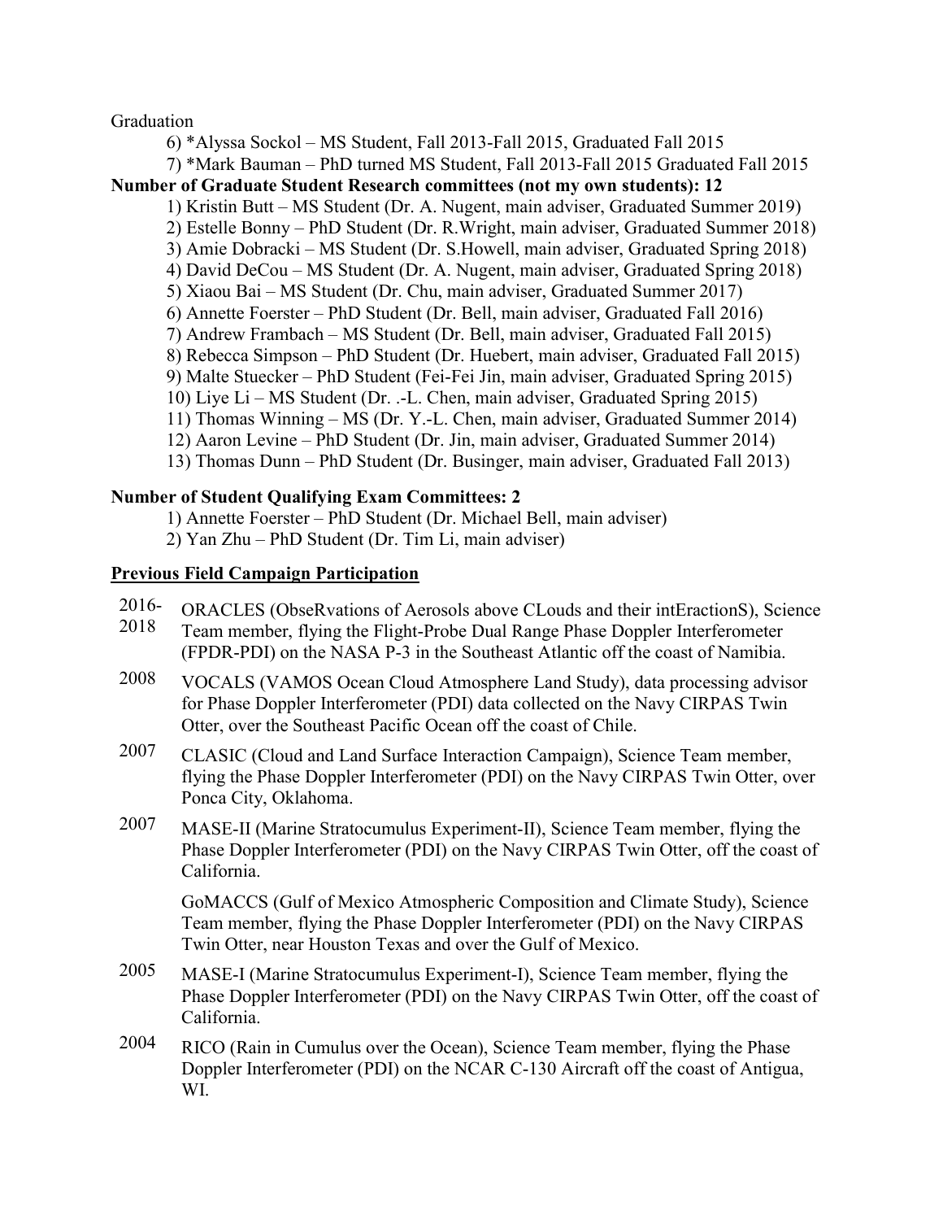Graduation

6) *Alyssa Sockol – MS Student, Fall 2013-Fall 2015, Graduated Fall 2015

7) *Mark Bauman – PhD turned MS Student, Fall 2013-Fall 2015 Graduated Fall 2015

**Number of Graduate Student Research committees (not my own students): 12**

1) Kristin Butt – MS Student (Dr. A. Nugent, main adviser, Graduated Summer 2019)
2) Estelle Bonny – PhD Student (Dr. R.Wright, main adviser, Graduated Summer 2018)
3) Amie Dobracki – MS Student (Dr. S.Howell, main adviser, Graduated Spring 2018)
4) David DeCou – MS Student (Dr. A. Nugent, main adviser, Graduated Spring 2018)
5) Xiaou Bai – MS Student (Dr. Chu, main adviser, Graduated Summer 2017)
6) Annette Foerster – PhD Student (Dr. Bell, main adviser, Graduated Fall 2016)
7) Andrew Frambach – MS Student (Dr. Bell, main adviser, Graduated Fall 2015)
8) Rebecca Simpson – PhD Student (Dr. Huebert, main adviser, Graduated Fall 2015)
9) Malte Stuecker – PhD Student (Fei-Fei Jin, main adviser, Graduated Spring 2015)
10) Liye Li – MS Student (Dr. .-L. Chen, main adviser, Graduated Spring 2015)
11) Thomas Winning – MS (Dr. Y.-L. Chen, main adviser, Graduated Summer 2014)
12) Aaron Levine – PhD Student (Dr. Jin, main adviser, Graduated Summer 2014)
13) Thomas Dunn – PhD Student (Dr. Businger, main adviser, Graduated Fall 2013)

**Number of Student Qualifying Exam Committees: 2**

1) Annette Foerster – PhD Student (Dr. Michael Bell, main adviser)
2) Yan Zhu – PhD Student (Dr. Tim Li, main adviser)

## Previous Field Campaign Participation

2016-2018 ORACLES (ObseRvations of Aerosols above CLouds and their intEractionS), Science Team member, flying the Flight-Probe Dual Range Phase Doppler Interferometer (FPDR-PDI) on the NASA P-3 in the Southeast Atlantic off the coast of Namibia.

2008 VOCALS (VAMOS Ocean Cloud Atmosphere Land Study), data processing advisor for Phase Doppler Interferometer (PDI) data collected on the Navy CIRPAS Twin Otter, over the Southeast Pacific Ocean off the coast of Chile.

2007 CLASIC (Cloud and Land Surface Interaction Campaign), Science Team member, flying the Phase Doppler Interferometer (PDI) on the Navy CIRPAS Twin Otter, over Ponca City, Oklahoma.

2007 MASE-II (Marine Stratocumulus Experiment-II), Science Team member, flying the Phase Doppler Interferometer (PDI) on the Navy CIRPAS Twin Otter, off the coast of California.

GoMACCS (Gulf of Mexico Atmospheric Composition and Climate Study), Science Team member, flying the Phase Doppler Interferometer (PDI) on the Navy CIRPAS Twin Otter, near Houston Texas and over the Gulf of Mexico.

2005 MASE-I (Marine Stratocumulus Experiment-I), Science Team member, flying the Phase Doppler Interferometer (PDI) on the Navy CIRPAS Twin Otter, off the coast of California.

2004 RICO (Rain in Cumulus over the Ocean), Science Team member, flying the Phase Doppler Interferometer (PDI) on the NCAR C-130 Aircraft off the coast of Antigua, WI.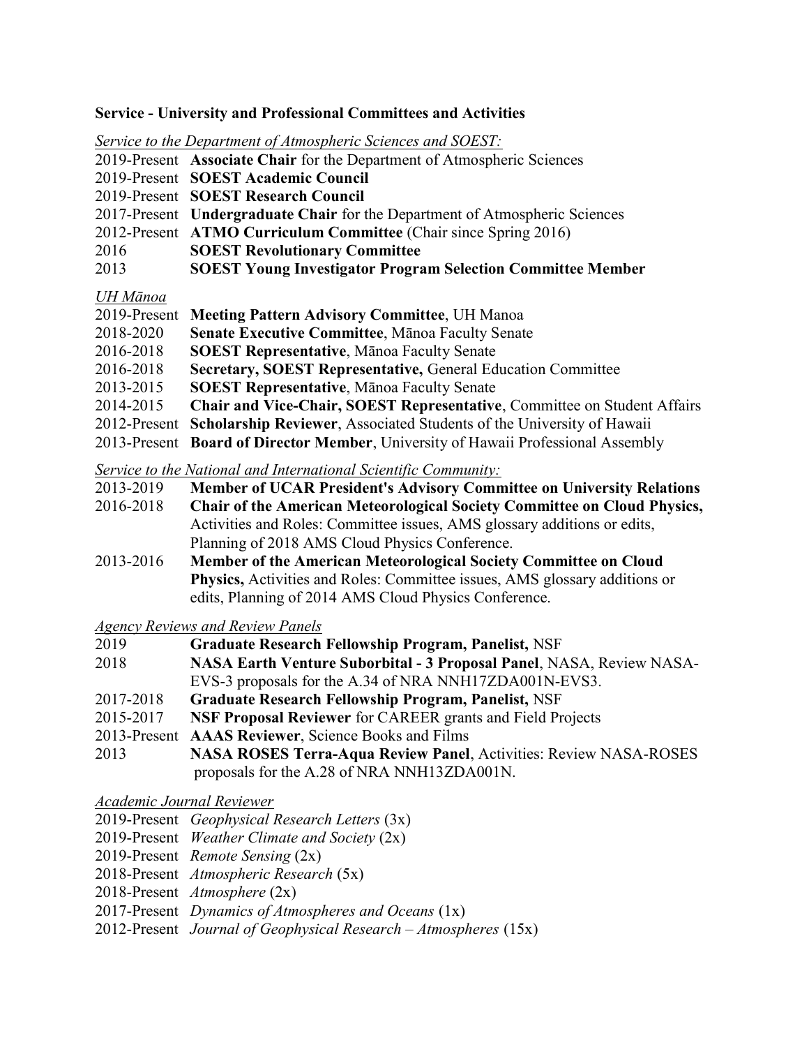**Service - University and Professional Committees and Activities**

*Service to the Department of Atmospheric Sciences and SOEST:*

2019-Present **Associate Chair** for the Department of Atmospheric Sciences
2019-Present **SOEST Academic Council**
2019-Present **SOEST Research Council**
2017-Present **Undergraduate Chair** for the Department of Atmospheric Sciences
2012-Present **ATMO Curriculum Committee** (Chair since Spring 2016)
2016 **SOEST Revolutionary Committee**
2013 **SOEST Young Investigator Program Selection Committee Member**

*UH Mānoa*

2019-Present **Meeting Pattern Advisory Committee**, UH Manoa
2018-2020 **Senate Executive Committee**, Mānoa Faculty Senate
2016-2018 **SOEST Representative**, Mānoa Faculty Senate
2016-2018 **Secretary, SOEST Representative,** General Education Committee
2013-2015 **SOEST Representative**, Mānoa Faculty Senate
2014-2015 **Chair and Vice-Chair, SOEST Representative**, Committee on Student Affairs
2012-Present **Scholarship Reviewer**, Associated Students of the University of Hawaii
2013-Present **Board of Director Member**, University of Hawaii Professional Assembly

*Service to the National and International Scientific Community:*

2013-2019 **Member of UCAR President's Advisory Committee on University Relations**
2016-2018 **Chair of the American Meteorological Society Committee on Cloud Physics,** Activities and Roles: Committee issues, AMS glossary additions or edits, Planning of 2018 AMS Cloud Physics Conference.
2013-2016 **Member of the American Meteorological Society Committee on Cloud Physics,** Activities and Roles: Committee issues, AMS glossary additions or edits, Planning of 2014 AMS Cloud Physics Conference.

*Agency Reviews and Review Panels*

2019 **Graduate Research Fellowship Program, Panelist,** NSF
2018 **NASA Earth Venture Suborbital - 3 Proposal Panel**, NASA, Review NASA-EVS-3 proposals for the A.34 of NRA NNH17ZDA001N-EVS3.
2017-2018 **Graduate Research Fellowship Program, Panelist,** NSF
2015-2017 **NSF Proposal Reviewer** for CAREER grants and Field Projects
2013-Present **AAAS Reviewer**, Science Books and Films
2013 **NASA ROSES Terra-Aqua Review Panel**, Activities: Review NASA-ROSES proposals for the A.28 of NRA NNH13ZDA001N.

*Academic Journal Reviewer*

2019-Present *Geophysical Research Letters* (3x)
2019-Present *Weather Climate and Society* (2x)
2019-Present *Remote Sensing* (2x)
2018-Present *Atmospheric Research* (5x)
2018-Present *Atmosphere* (2x)
2017-Present *Dynamics of Atmospheres and Oceans* (1x)
2012-Present *Journal of Geophysical Research – Atmospheres* (15x)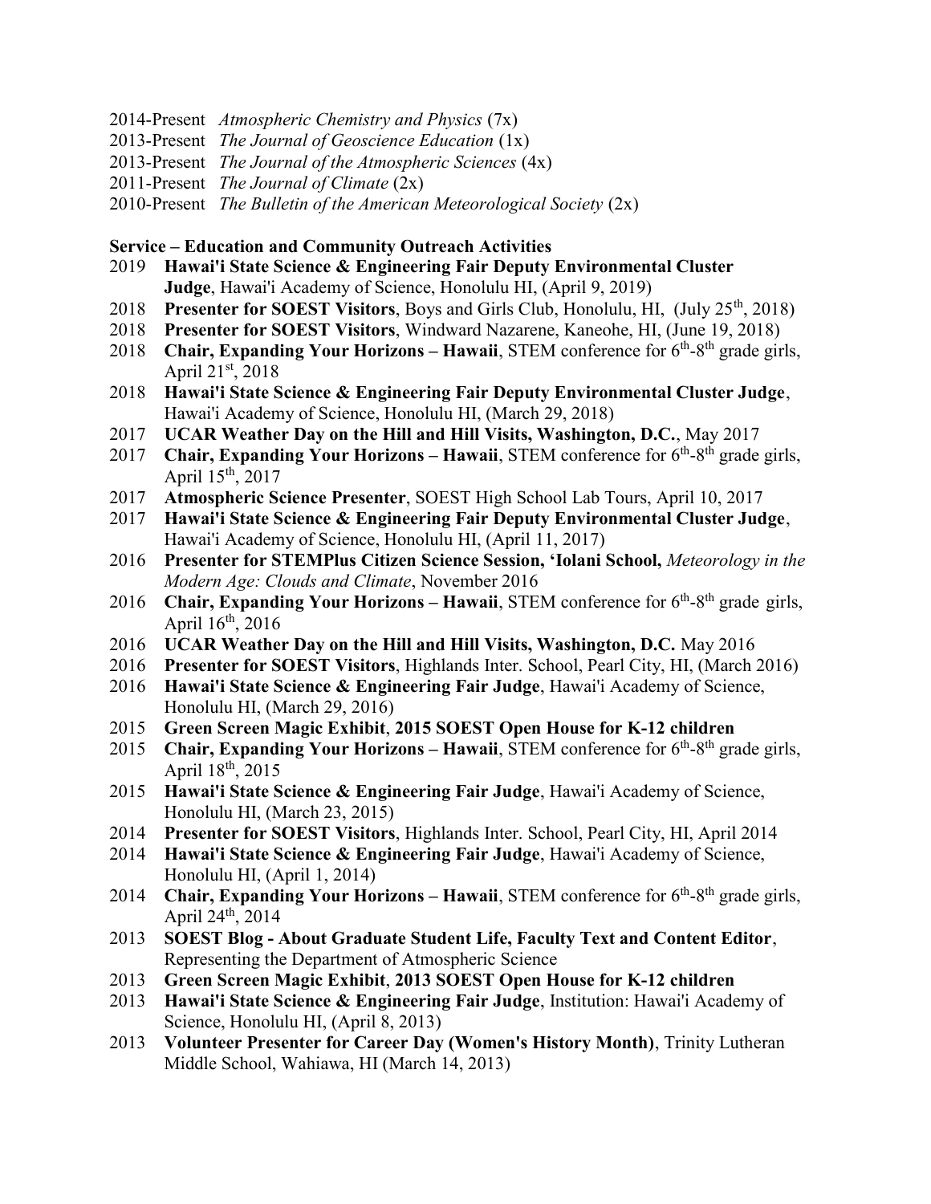2014-Present *Atmospheric Chemistry and Physics* (7x)
2013-Present *The Journal of Geoscience Education* (1x)
2013-Present *The Journal of the Atmospheric Sciences* (4x)
2011-Present *The Journal of Climate* (2x)
2010-Present *The Bulletin of the American Meteorological Society* (2x)

**Service – Education and Community Outreach Activities**

2019 **Hawai'i State Science & Engineering Fair Deputy Environmental Cluster Judge**, Hawai'i Academy of Science, Honolulu HI, (April 9, 2019)
2018 **Presenter for SOEST Visitors**, Boys and Girls Club, Honolulu, HI, (July 25th, 2018)
2018 **Presenter for SOEST Visitors**, Windward Nazarene, Kaneohe, HI, (June 19, 2018)
2018 **Chair, Expanding Your Horizons – Hawaii**, STEM conference for 6th-8th grade girls, April 21st, 2018
2018 **Hawai'i State Science & Engineering Fair Deputy Environmental Cluster Judge**, Hawai'i Academy of Science, Honolulu HI, (March 29, 2018)
2017 **UCAR Weather Day on the Hill and Hill Visits, Washington, D.C.**, May 2017
2017 **Chair, Expanding Your Horizons – Hawaii**, STEM conference for 6th-8th grade girls, April 15th, 2017
2017 **Atmospheric Science Presenter**, SOEST High School Lab Tours, April 10, 2017
2017 **Hawai'i State Science & Engineering Fair Deputy Environmental Cluster Judge**, Hawai'i Academy of Science, Honolulu HI, (April 11, 2017)
2016 **Presenter for STEMPlus Citizen Science Session, 'Iolani School,** *Meteorology in the Modern Age: Clouds and Climate*, November 2016
2016 **Chair, Expanding Your Horizons – Hawaii**, STEM conference for 6th-8th grade girls, April 16th, 2016
2016 **UCAR Weather Day on the Hill and Hill Visits, Washington, D.C.** May 2016
2016 **Presenter for SOEST Visitors**, Highlands Inter. School, Pearl City, HI, (March 2016)
2016 **Hawai'i State Science & Engineering Fair Judge**, Hawai'i Academy of Science, Honolulu HI, (March 29, 2016)
2015 **Green Screen Magic Exhibit**, **2015 SOEST Open House for K-12 children**
2015 **Chair, Expanding Your Horizons – Hawaii**, STEM conference for 6th-8th grade girls, April 18th, 2015
2015 **Hawai'i State Science & Engineering Fair Judge**, Hawai'i Academy of Science, Honolulu HI, (March 23, 2015)
2014 **Presenter for SOEST Visitors**, Highlands Inter. School, Pearl City, HI, April 2014
2014 **Hawai'i State Science & Engineering Fair Judge**, Hawai'i Academy of Science, Honolulu HI, (April 1, 2014)
2014 **Chair, Expanding Your Horizons – Hawaii**, STEM conference for 6th-8th grade girls, April 24th, 2014
2013 **SOEST Blog - About Graduate Student Life, Faculty Text and Content Editor**, Representing the Department of Atmospheric Science
2013 **Green Screen Magic Exhibit**, **2013 SOEST Open House for K-12 children**
2013 **Hawai'i State Science & Engineering Fair Judge**, Institution: Hawai'i Academy of Science, Honolulu HI, (April 8, 2013)
2013 **Volunteer Presenter for Career Day (Women's History Month)**, Trinity Lutheran Middle School, Wahiawa, HI (March 14, 2013)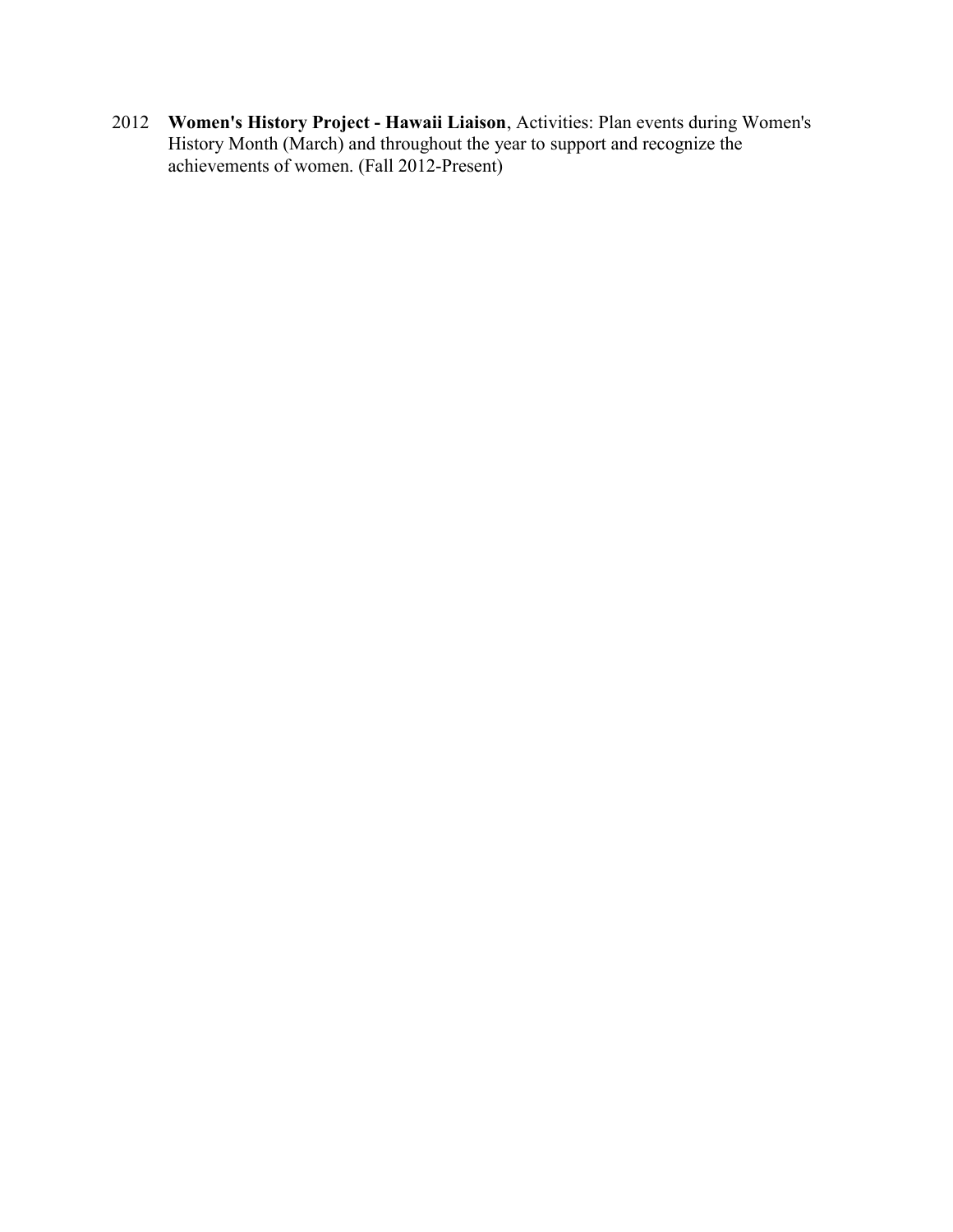2012 **Women's History Project - Hawaii Liaison**, Activities: Plan events during Women's History Month (March) and throughout the year to support and recognize the achievements of women. (Fall 2012-Present)